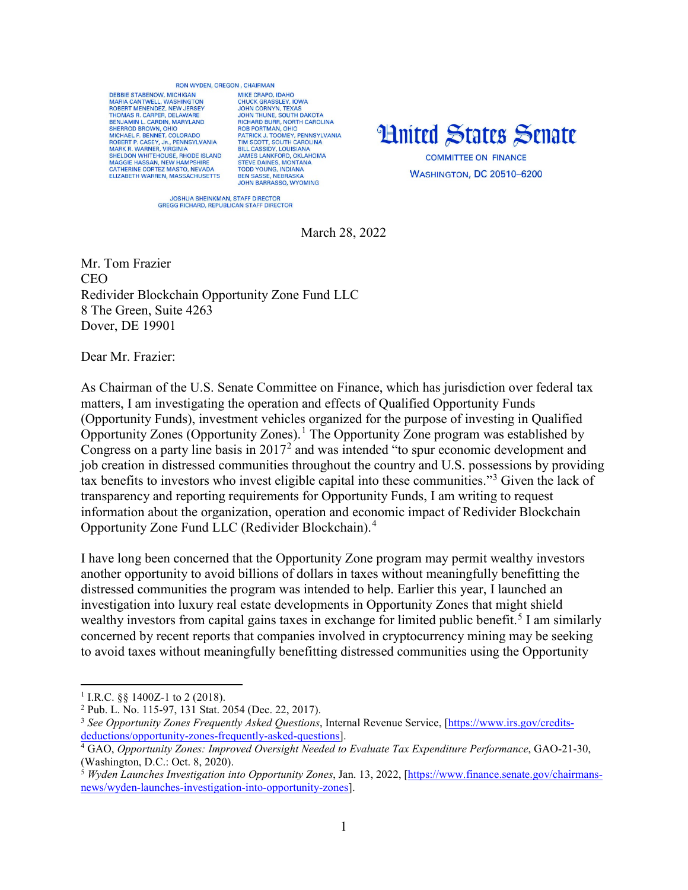RON WYDEN, OREGON, CHAIRMAN

DEBBIE STABENOW, MICHIGAN
MARIA CANTWELL, WASHINGTON
ROBERT MENENDEZ, NEW JERSEY
THOMAS R. CARPER, DELAWARE
BENJAMIN L. CARDIN, MARYLAND
SHERROD BROWN, OHIO
MICHAEL F. BENNET, COLORADO
ROBERT P. CASEY, Jr., PENNSYLVANIA
MARK R. WARNER, VIRGINIA
SHELDON WHITEHOUSE, RHODE ISLAND
MAGGIE HASSAN, NEW HAMPSHIRE
CATHERINE CORTEZ MASTO, NEVADA
ELIZABETH WARREN, MASSACHUSETTS

MIKE CRAPO, IDAHO
CHUCK GRASSLEY, IOWA
JOHN CORNYN, TEXAS
JOHN THUNE, SOUTH DAKOTA
RICHARD BURR, NORTH CAROLINA
ROB PORTMAN, OHIO
PATRICK J. TOOMEY, PENNSYLVANIA
TIM SCOTT, SOUTH CAROLINA
BILL CASSIDY, LOUISIANA
JAMES LANKFORD, OKLAHOMA
STEVE DAINES, MONTANA
TODD YOUNG, INDIANA
BEN SASSE, NEBRASKA
JOHN BARRASSO, WYOMING

JOSHUA SHEINKMAN, STAFF DIRECTOR
GREGG RICHARD, REPUBLICAN STAFF DIRECTOR

# United States Senate

COMMITTEE ON FINANCE
WASHINGTON, DC 20510–6200

March 28, 2022

Mr. Tom Frazier
CEO
Redivider Blockchain Opportunity Zone Fund LLC
8 The Green, Suite 4263
Dover, DE 19901

Dear Mr. Frazier:

As Chairman of the U.S. Senate Committee on Finance, which has jurisdiction over federal tax matters, I am investigating the operation and effects of Qualified Opportunity Funds (Opportunity Funds), investment vehicles organized for the purpose of investing in Qualified Opportunity Zones (Opportunity Zones).[1] The Opportunity Zone program was established by Congress on a party line basis in 2017[2] and was intended "to spur economic development and job creation in distressed communities throughout the country and U.S. possessions by providing tax benefits to investors who invest eligible capital into these communities."[3] Given the lack of transparency and reporting requirements for Opportunity Funds, I am writing to request information about the organization, operation and economic impact of Redivider Blockchain Opportunity Zone Fund LLC (Redivider Blockchain).[4]

I have long been concerned that the Opportunity Zone program may permit wealthy investors another opportunity to avoid billions of dollars in taxes without meaningfully benefitting the distressed communities the program was intended to help. Earlier this year, I launched an investigation into luxury real estate developments in Opportunity Zones that might shield wealthy investors from capital gains taxes in exchange for limited public benefit.[5] I am similarly concerned by recent reports that companies involved in cryptocurrency mining may be seeking to avoid taxes without meaningfully benefitting distressed communities using the Opportunity

---

[1] I.R.C. §§ 1400Z-1 to 2 (2018).

[2] Pub. L. No. 115-97, 131 Stat. 2054 (Dec. 22, 2017).

[3] *See Opportunity Zones Frequently Asked Questions*, Internal Revenue Service, [https://www.irs.gov/credits-deductions/opportunity-zones-frequently-asked-questions].

[4] GAO, *Opportunity Zones: Improved Oversight Needed to Evaluate Tax Expenditure Performance*, GAO-21-30, (Washington, D.C.: Oct. 8, 2020).

[5] *Wyden Launches Investigation into Opportunity Zones*, Jan. 13, 2022, [https://www.finance.senate.gov/chairmans-news/wyden-launches-investigation-into-opportunity-zones].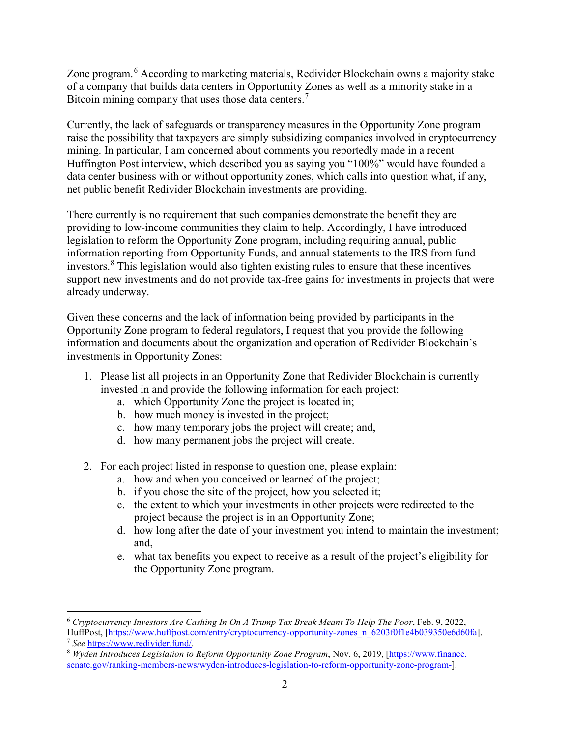Zone program.[6] According to marketing materials, Redivider Blockchain owns a majority stake of a company that builds data centers in Opportunity Zones as well as a minority stake in a Bitcoin mining company that uses those data centers.[7]

Currently, the lack of safeguards or transparency measures in the Opportunity Zone program raise the possibility that taxpayers are simply subsidizing companies involved in cryptocurrency mining. In particular, I am concerned about comments you reportedly made in a recent Huffington Post interview, which described you as saying you "100%" would have founded a data center business with or without opportunity zones, which calls into question what, if any, net public benefit Redivider Blockchain investments are providing.

There currently is no requirement that such companies demonstrate the benefit they are providing to low-income communities they claim to help. Accordingly, I have introduced legislation to reform the Opportunity Zone program, including requiring annual, public information reporting from Opportunity Funds, and annual statements to the IRS from fund investors.[8] This legislation would also tighten existing rules to ensure that these incentives support new investments and do not provide tax-free gains for investments in projects that were already underway.

Given these concerns and the lack of information being provided by participants in the Opportunity Zone program to federal regulators, I request that you provide the following information and documents about the organization and operation of Redivider Blockchain's investments in Opportunity Zones:

1. Please list all projects in an Opportunity Zone that Redivider Blockchain is currently invested in and provide the following information for each project:
    a. which Opportunity Zone the project is located in;
    b. how much money is invested in the project;
    c. how many temporary jobs the project will create; and,
    d. how many permanent jobs the project will create.

2. For each project listed in response to question one, please explain:
    a. how and when you conceived or learned of the project;
    b. if you chose the site of the project, how you selected it;
    c. the extent to which your investments in other projects were redirected to the project because the project is in an Opportunity Zone;
    d. how long after the date of your investment you intend to maintain the investment; and,
    e. what tax benefits you expect to receive as a result of the project's eligibility for the Opportunity Zone program.

---

[6] *Cryptocurrency Investors Are Cashing In On A Trump Tax Break Meant To Help The Poor*, Feb. 9, 2022, HuffPost, [https://www.huffpost.com/entry/cryptocurrency-opportunity-zones_n_6203f0f1e4b039350e6d60fa].

[7] *See* https://www.redivider.fund/.

[8] *Wyden Introduces Legislation to Reform Opportunity Zone Program*, Nov. 6, 2019, [https://www.finance.senate.gov/ranking-members-news/wyden-introduces-legislation-to-reform-opportunity-zone-program-].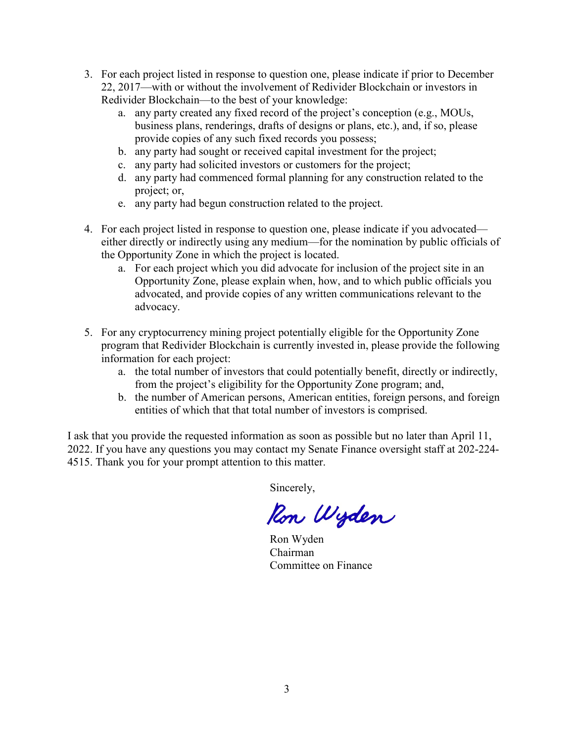3. For each project listed in response to question one, please indicate if prior to December 22, 2017—with or without the involvement of Redivider Blockchain or investors in Redivider Blockchain—to the best of your knowledge:
   a. any party created any fixed record of the project's conception (e.g., MOUs, business plans, renderings, drafts of designs or plans, etc.), and, if so, please provide copies of any such fixed records you possess;
   b. any party had sought or received capital investment for the project;
   c. any party had solicited investors or customers for the project;
   d. any party had commenced formal planning for any construction related to the project; or,
   e. any party had begun construction related to the project.

4. For each project listed in response to question one, please indicate if you advocated—either directly or indirectly using any medium—for the nomination by public officials of the Opportunity Zone in which the project is located.
   a. For each project which you did advocate for inclusion of the project site in an Opportunity Zone, please explain when, how, and to which public officials you advocated, and provide copies of any written communications relevant to the advocacy.

5. For any cryptocurrency mining project potentially eligible for the Opportunity Zone program that Redivider Blockchain is currently invested in, please provide the following information for each project:
   a. the total number of investors that could potentially benefit, directly or indirectly, from the project's eligibility for the Opportunity Zone program; and,
   b. the number of American persons, American entities, foreign persons, and foreign entities of which that that total number of investors is comprised.

I ask that you provide the requested information as soon as possible but no later than April 11, 2022. If you have any questions you may contact my Senate Finance oversight staff at 202-224-4515. Thank you for your prompt attention to this matter.

Sincerely,

Ron Wyden

Ron Wyden
Chairman
Committee on Finance